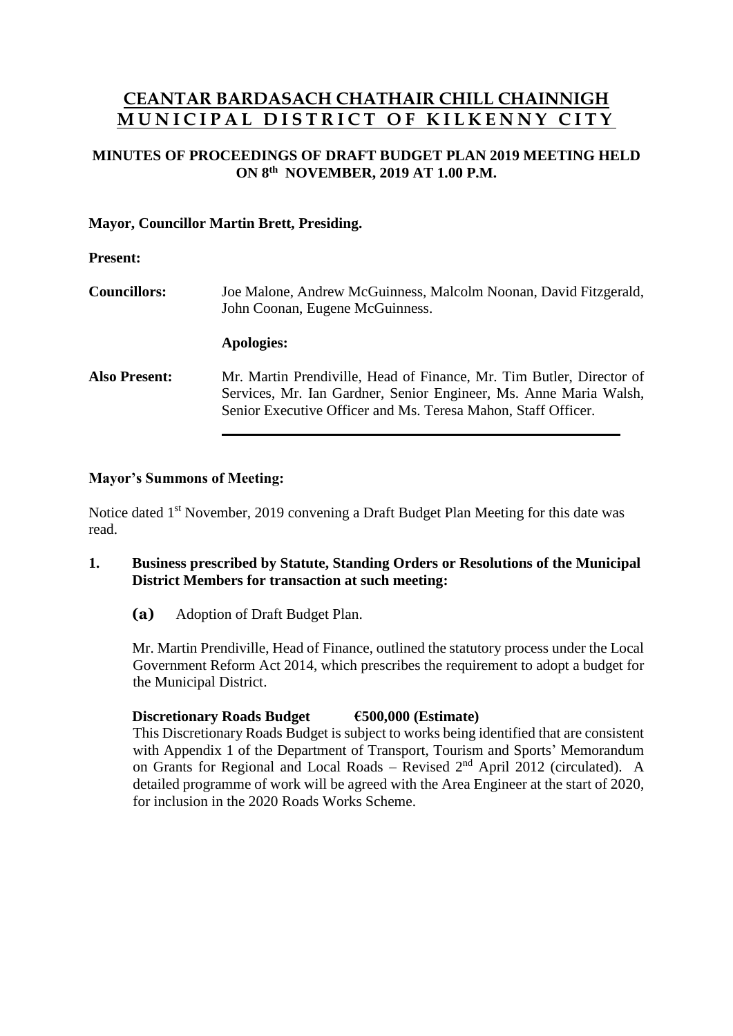# CEANTAR BARDASACH CHATHAIR CHILL CHAINNIGH
# MUNICIPAL DISTRICT OF KILKENNY CITY

## MINUTES OF PROCEEDINGS OF DRAFT BUDGET PLAN 2019 MEETING HELD ON 8th NOVEMBER, 2019 AT 1.00 P.M.

**Mayor, Councillor Martin Brett, Presiding.**

**Present:**

**Councillors:** Joe Malone, Andrew McGuinness, Malcolm Noonan, David Fitzgerald, John Coonan, Eugene McGuinness.

**Apologies:**

**Also Present:** Mr. Martin Prendiville, Head of Finance, Mr. Tim Butler, Director of Services, Mr. Ian Gardner, Senior Engineer, Ms. Anne Maria Walsh, Senior Executive Officer and Ms. Teresa Mahon, Staff Officer.

---

**Mayor's Summons of Meeting:**

Notice dated 1st November, 2019 convening a Draft Budget Plan Meeting for this date was read.

**1. Business prescribed by Statute, Standing Orders or Resolutions of the Municipal District Members for transaction at such meeting:**

**(a)** Adoption of Draft Budget Plan.

Mr. Martin Prendiville, Head of Finance, outlined the statutory process under the Local Government Reform Act 2014, which prescribes the requirement to adopt a budget for the Municipal District.

**Discretionary Roads Budget €500,000 (Estimate)**

This Discretionary Roads Budget is subject to works being identified that are consistent with Appendix 1 of the Department of Transport, Tourism and Sports' Memorandum on Grants for Regional and Local Roads – Revised 2nd April 2012 (circulated). A detailed programme of work will be agreed with the Area Engineer at the start of 2020, for inclusion in the 2020 Roads Works Scheme.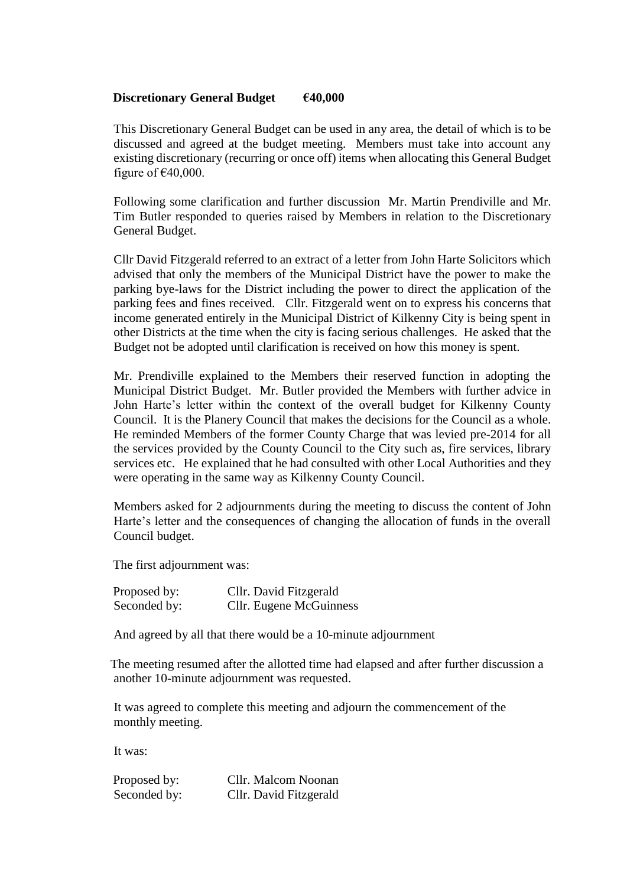**Discretionary General Budget €40,000**

This Discretionary General Budget can be used in any area, the detail of which is to be discussed and agreed at the budget meeting. Members must take into account any existing discretionary (recurring or once off) items when allocating this General Budget figure of €40,000.

Following some clarification and further discussion Mr. Martin Prendiville and Mr. Tim Butler responded to queries raised by Members in relation to the Discretionary General Budget.

Cllr David Fitzgerald referred to an extract of a letter from John Harte Solicitors which advised that only the members of the Municipal District have the power to make the parking bye-laws for the District including the power to direct the application of the parking fees and fines received. Cllr. Fitzgerald went on to express his concerns that income generated entirely in the Municipal District of Kilkenny City is being spent in other Districts at the time when the city is facing serious challenges. He asked that the Budget not be adopted until clarification is received on how this money is spent.

Mr. Prendiville explained to the Members their reserved function in adopting the Municipal District Budget. Mr. Butler provided the Members with further advice in John Harte's letter within the context of the overall budget for Kilkenny County Council. It is the Planery Council that makes the decisions for the Council as a whole. He reminded Members of the former County Charge that was levied pre-2014 for all the services provided by the County Council to the City such as, fire services, library services etc. He explained that he had consulted with other Local Authorities and they were operating in the same way as Kilkenny County Council.

Members asked for 2 adjournments during the meeting to discuss the content of John Harte's letter and the consequences of changing the allocation of funds in the overall Council budget.

The first adjournment was:

Proposed by: Cllr. David Fitzgerald
Seconded by: Cllr. Eugene McGuinness

And agreed by all that there would be a 10-minute adjournment

The meeting resumed after the allotted time had elapsed and after further discussion a another 10-minute adjournment was requested.

It was agreed to complete this meeting and adjourn the commencement of the monthly meeting.

It was:

Proposed by: Cllr. Malcom Noonan
Seconded by: Cllr. David Fitzgerald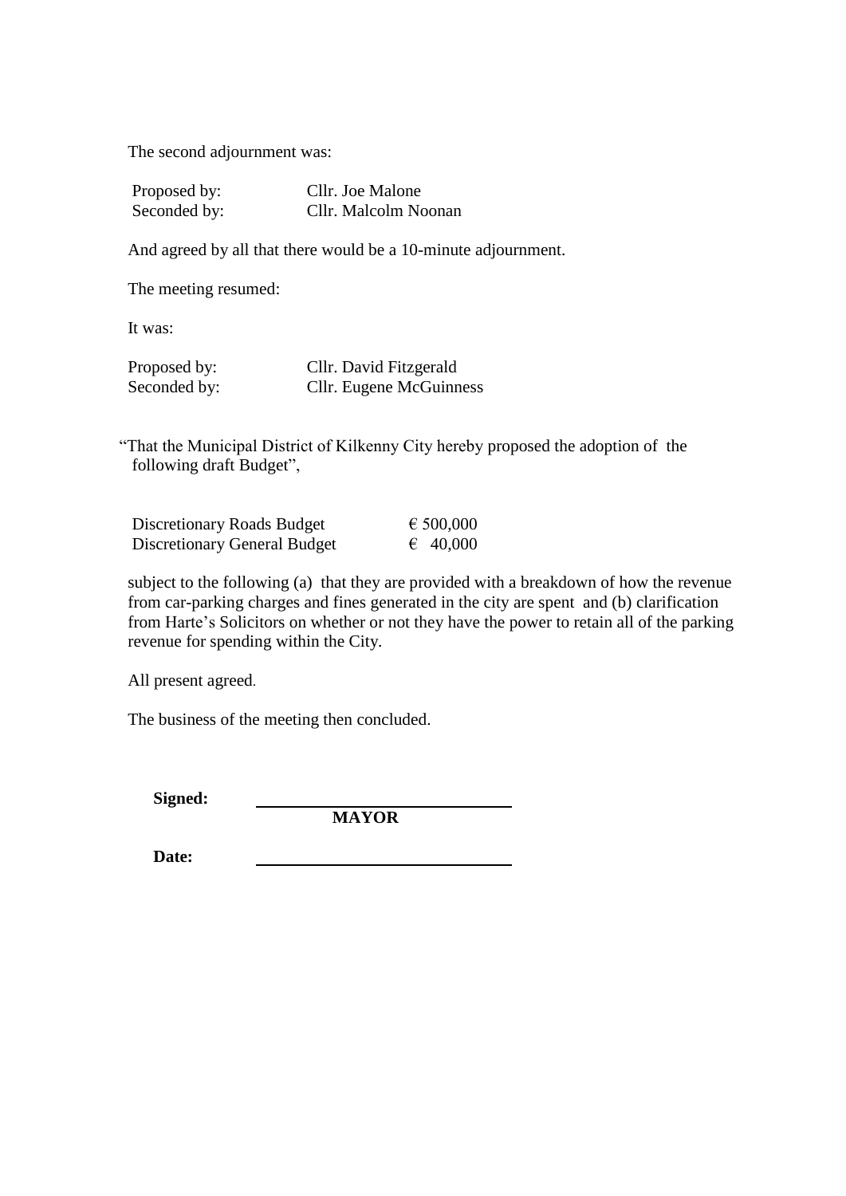The second adjournment was:

| | |
|---|---|
| Proposed by: | Cllr. Joe Malone |
| Seconded by: | Cllr. Malcolm Noonan |

And agreed by all that there would be a 10-minute adjournment.

The meeting resumed:

It was:

| | |
|---|---|
| Proposed by: | Cllr. David Fitzgerald |
| Seconded by: | Cllr. Eugene McGuinness |

"That the Municipal District of Kilkenny City hereby proposed the adoption of the following draft Budget",

| | |
|---|---|
| Discretionary Roads Budget | € 500,000 |
| Discretionary General Budget | € 40,000 |

subject to the following (a) that they are provided with a breakdown of how the revenue from car-parking charges and fines generated in the city are spent and (b) clarification from Harte's Solicitors on whether or not they have the power to retain all of the parking revenue for spending within the City.

All present agreed.

The business of the meeting then concluded.

**Signed:** ______________________________
**MAYOR**

**Date:** ______________________________